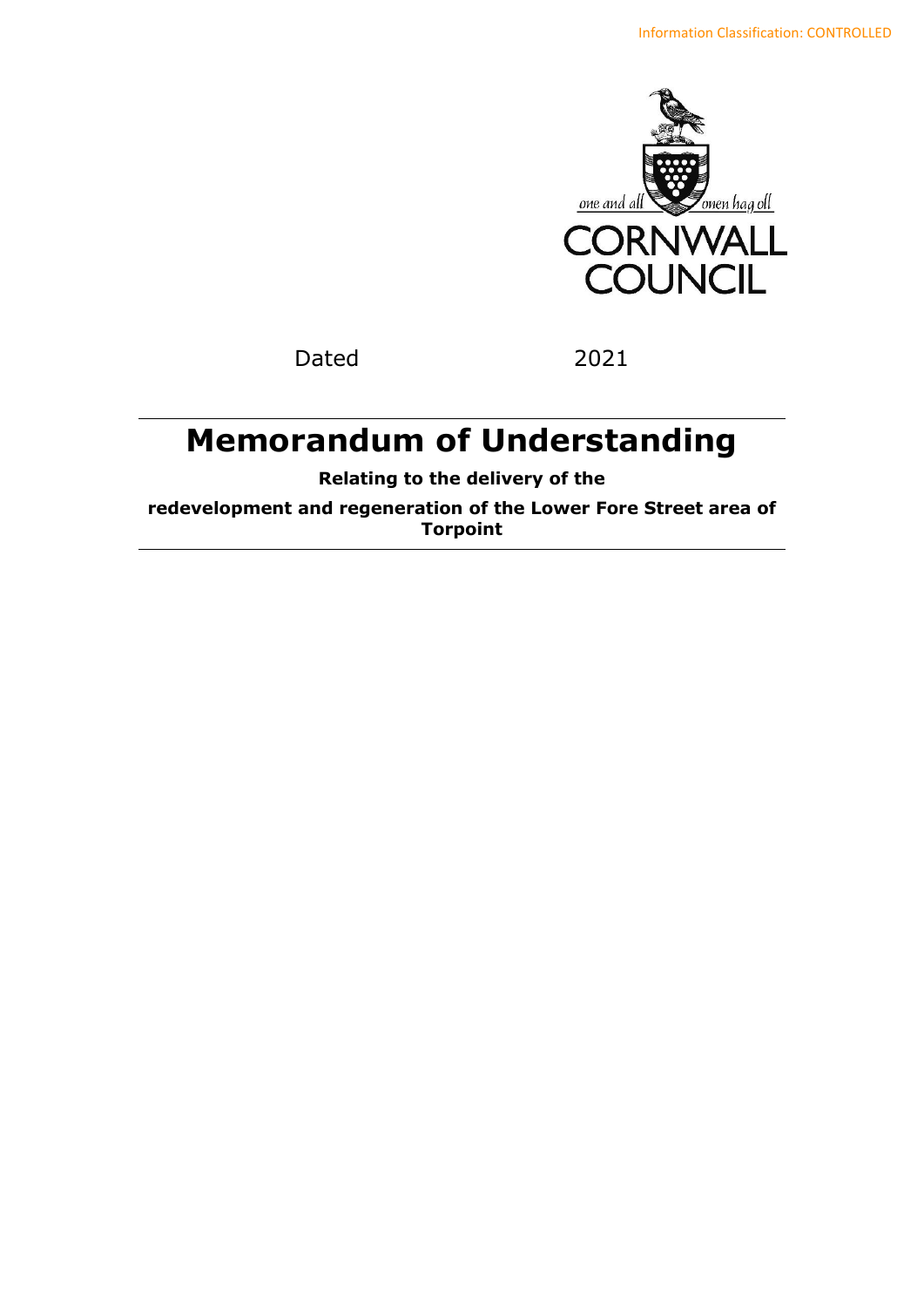Information Classification: CONTROLLED

one and all — onen hag oll

CORNWALL COUNCIL

Dated 2021

# Memorandum of Understanding

**Relating to the delivery of the**

**redevelopment and regeneration of the Lower Fore Street area of Torpoint**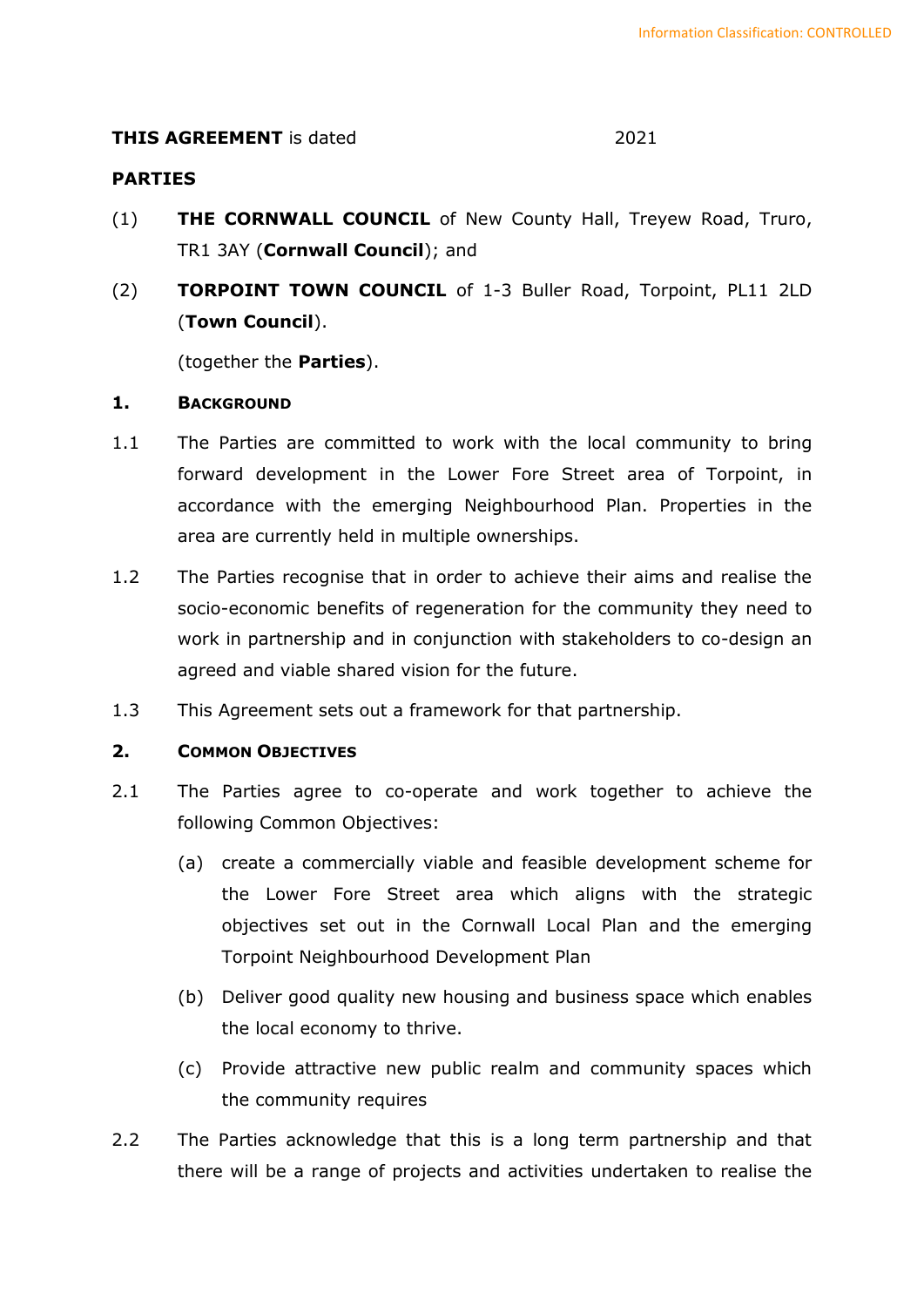**THIS AGREEMENT** is dated 2021

**PARTIES**

(1) **THE CORNWALL COUNCIL** of New County Hall, Treyew Road, Truro, TR1 3AY (**Cornwall Council**); and

(2) **TORPOINT TOWN COUNCIL** of 1-3 Buller Road, Torpoint, PL11 2LD (**Town Council**).

(together the **Parties**).

**1. BACKGROUND**

1.1 The Parties are committed to work with the local community to bring forward development in the Lower Fore Street area of Torpoint, in accordance with the emerging Neighbourhood Plan. Properties in the area are currently held in multiple ownerships.

1.2 The Parties recognise that in order to achieve their aims and realise the socio-economic benefits of regeneration for the community they need to work in partnership and in conjunction with stakeholders to co-design an agreed and viable shared vision for the future.

1.3 This Agreement sets out a framework for that partnership.

**2. COMMON OBJECTIVES**

2.1 The Parties agree to co-operate and work together to achieve the following Common Objectives:

(a) create a commercially viable and feasible development scheme for the Lower Fore Street area which aligns with the strategic objectives set out in the Cornwall Local Plan and the emerging Torpoint Neighbourhood Development Plan

(b) Deliver good quality new housing and business space which enables the local economy to thrive.

(c) Provide attractive new public realm and community spaces which the community requires

2.2 The Parties acknowledge that this is a long term partnership and that there will be a range of projects and activities undertaken to realise the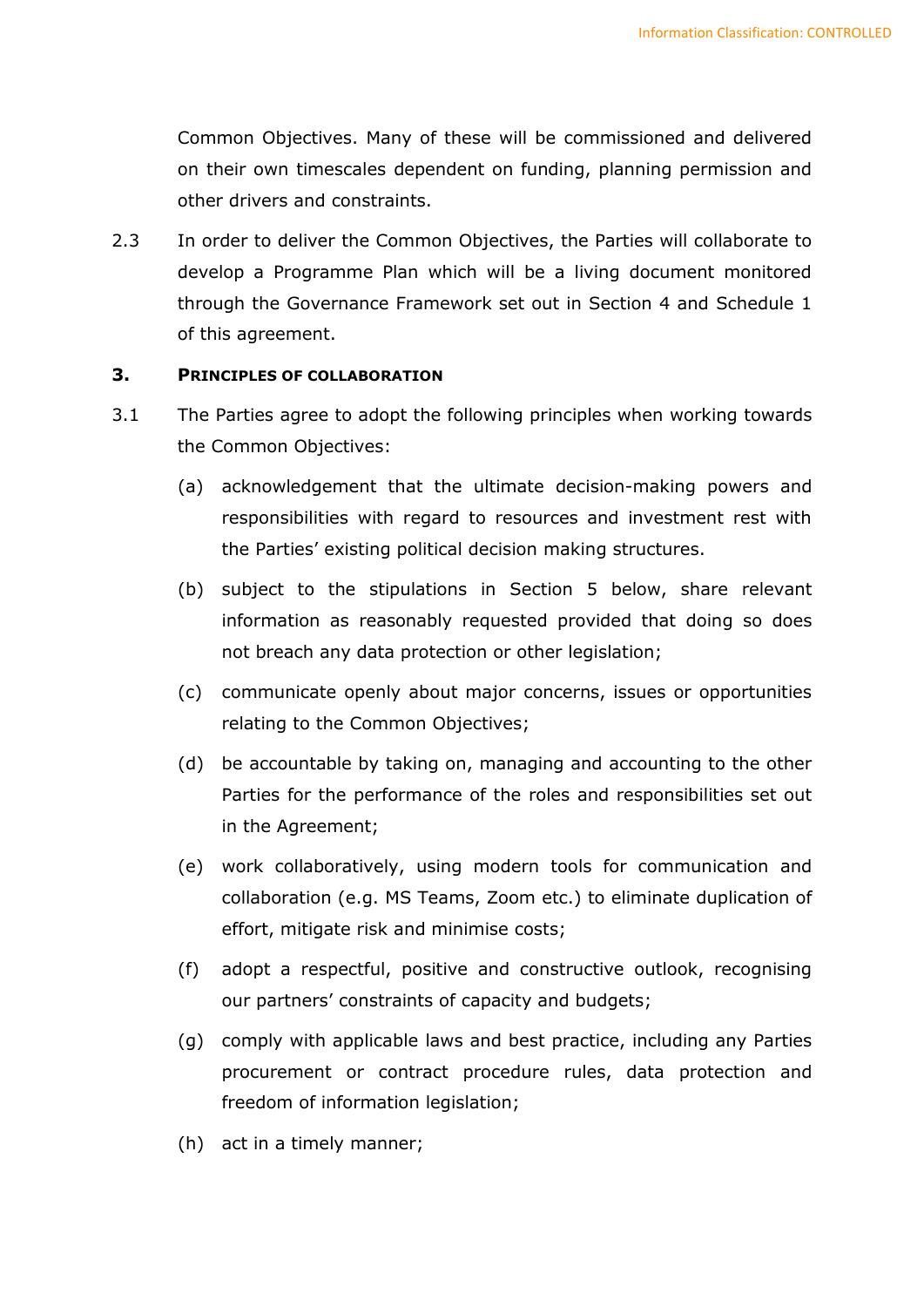Common Objectives. Many of these will be commissioned and delivered on their own timescales dependent on funding, planning permission and other drivers and constraints.

2.3 In order to deliver the Common Objectives, the Parties will collaborate to develop a Programme Plan which will be a living document monitored through the Governance Framework set out in Section 4 and Schedule 1 of this agreement.

## 3. PRINCIPLES OF COLLABORATION

3.1 The Parties agree to adopt the following principles when working towards the Common Objectives:

(a) acknowledgement that the ultimate decision-making powers and responsibilities with regard to resources and investment rest with the Parties' existing political decision making structures.

(b) subject to the stipulations in Section 5 below, share relevant information as reasonably requested provided that doing so does not breach any data protection or other legislation;

(c) communicate openly about major concerns, issues or opportunities relating to the Common Objectives;

(d) be accountable by taking on, managing and accounting to the other Parties for the performance of the roles and responsibilities set out in the Agreement;

(e) work collaboratively, using modern tools for communication and collaboration (e.g. MS Teams, Zoom etc.) to eliminate duplication of effort, mitigate risk and minimise costs;

(f) adopt a respectful, positive and constructive outlook, recognising our partners' constraints of capacity and budgets;

(g) comply with applicable laws and best practice, including any Parties procurement or contract procedure rules, data protection and freedom of information legislation;

(h) act in a timely manner;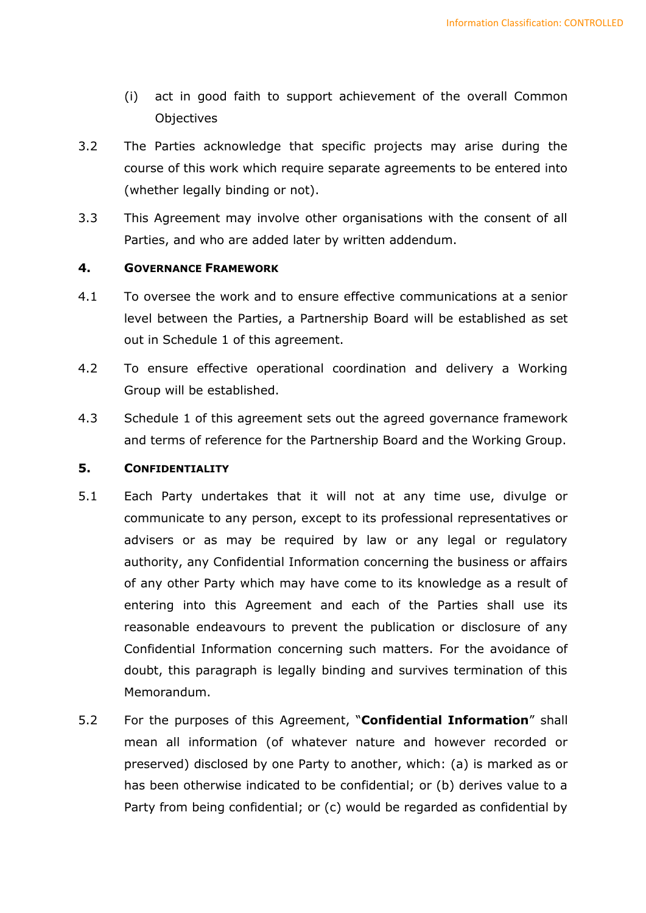(i) act in good faith to support achievement of the overall Common Objectives

3.2 The Parties acknowledge that specific projects may arise during the course of this work which require separate agreements to be entered into (whether legally binding or not).

3.3 This Agreement may involve other organisations with the consent of all Parties, and who are added later by written addendum.

## 4. GOVERNANCE FRAMEWORK

4.1 To oversee the work and to ensure effective communications at a senior level between the Parties, a Partnership Board will be established as set out in Schedule 1 of this agreement.

4.2 To ensure effective operational coordination and delivery a Working Group will be established.

4.3 Schedule 1 of this agreement sets out the agreed governance framework and terms of reference for the Partnership Board and the Working Group.

## 5. CONFIDENTIALITY

5.1 Each Party undertakes that it will not at any time use, divulge or communicate to any person, except to its professional representatives or advisers or as may be required by law or any legal or regulatory authority, any Confidential Information concerning the business or affairs of any other Party which may have come to its knowledge as a result of entering into this Agreement and each of the Parties shall use its reasonable endeavours to prevent the publication or disclosure of any Confidential Information concerning such matters. For the avoidance of doubt, this paragraph is legally binding and survives termination of this Memorandum.

5.2 For the purposes of this Agreement, "**Confidential Information**" shall mean all information (of whatever nature and however recorded or preserved) disclosed by one Party to another, which: (a) is marked as or has been otherwise indicated to be confidential; or (b) derives value to a Party from being confidential; or (c) would be regarded as confidential by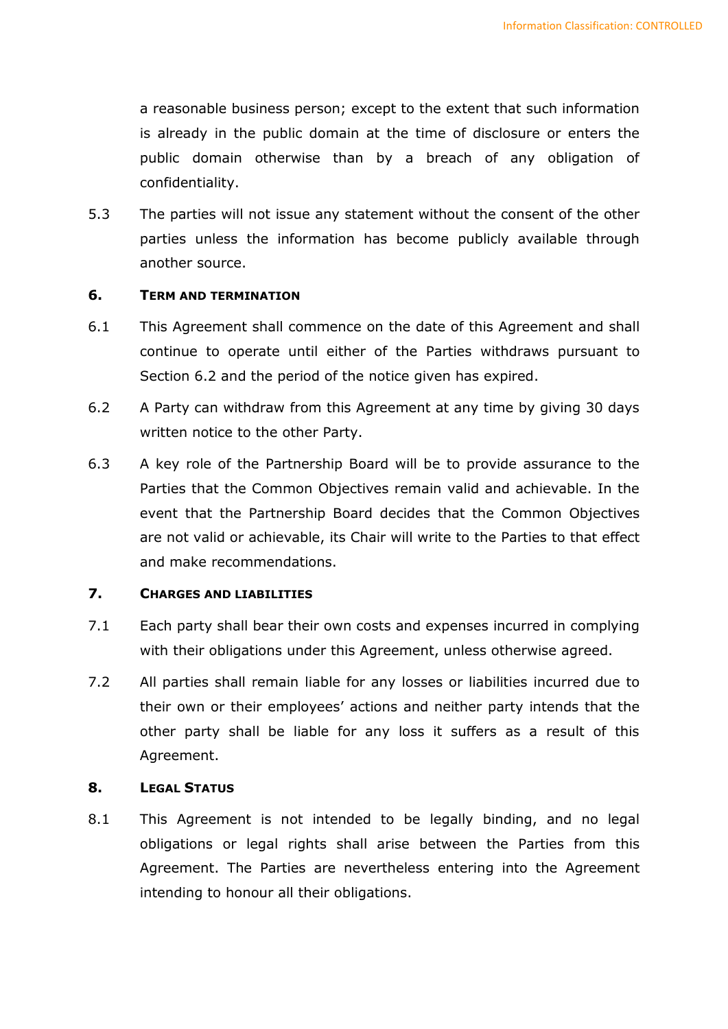a reasonable business person; except to the extent that such information is already in the public domain at the time of disclosure or enters the public domain otherwise than by a breach of any obligation of confidentiality.

5.3 The parties will not issue any statement without the consent of the other parties unless the information has become publicly available through another source.

## 6. Term and termination

6.1 This Agreement shall commence on the date of this Agreement and shall continue to operate until either of the Parties withdraws pursuant to Section 6.2 and the period of the notice given has expired.

6.2 A Party can withdraw from this Agreement at any time by giving 30 days written notice to the other Party.

6.3 A key role of the Partnership Board will be to provide assurance to the Parties that the Common Objectives remain valid and achievable. In the event that the Partnership Board decides that the Common Objectives are not valid or achievable, its Chair will write to the Parties to that effect and make recommendations.

## 7. Charges and liabilities

7.1 Each party shall bear their own costs and expenses incurred in complying with their obligations under this Agreement, unless otherwise agreed.

7.2 All parties shall remain liable for any losses or liabilities incurred due to their own or their employees' actions and neither party intends that the other party shall be liable for any loss it suffers as a result of this Agreement.

## 8. Legal Status

8.1 This Agreement is not intended to be legally binding, and no legal obligations or legal rights shall arise between the Parties from this Agreement. The Parties are nevertheless entering into the Agreement intending to honour all their obligations.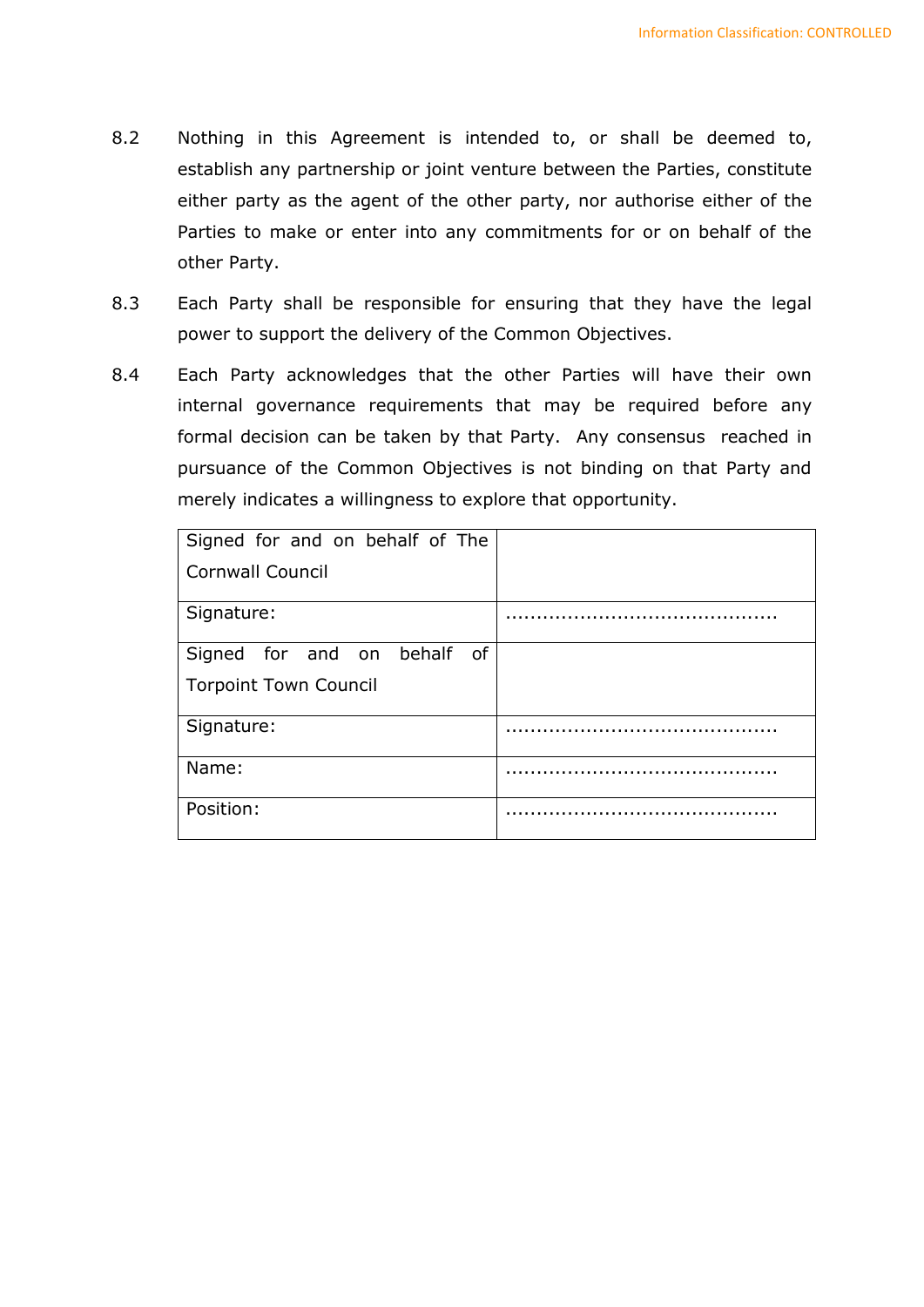8.2 Nothing in this Agreement is intended to, or shall be deemed to, establish any partnership or joint venture between the Parties, constitute either party as the agent of the other party, nor authorise either of the Parties to make or enter into any commitments for or on behalf of the other Party.

8.3 Each Party shall be responsible for ensuring that they have the legal power to support the delivery of the Common Objectives.

8.4 Each Party acknowledges that the other Parties will have their own internal governance requirements that may be required before any formal decision can be taken by that Party. Any consensus reached in pursuance of the Common Objectives is not binding on that Party and merely indicates a willingness to explore that opportunity.

| Signed for and on behalf of The Cornwall Council | |
|---|---|
| Signature: | ........................................... |
| Signed for and on behalf of Torpoint Town Council | |
| Signature: | ........................................... |
| Name: | ........................................... |
| Position: | ........................................... |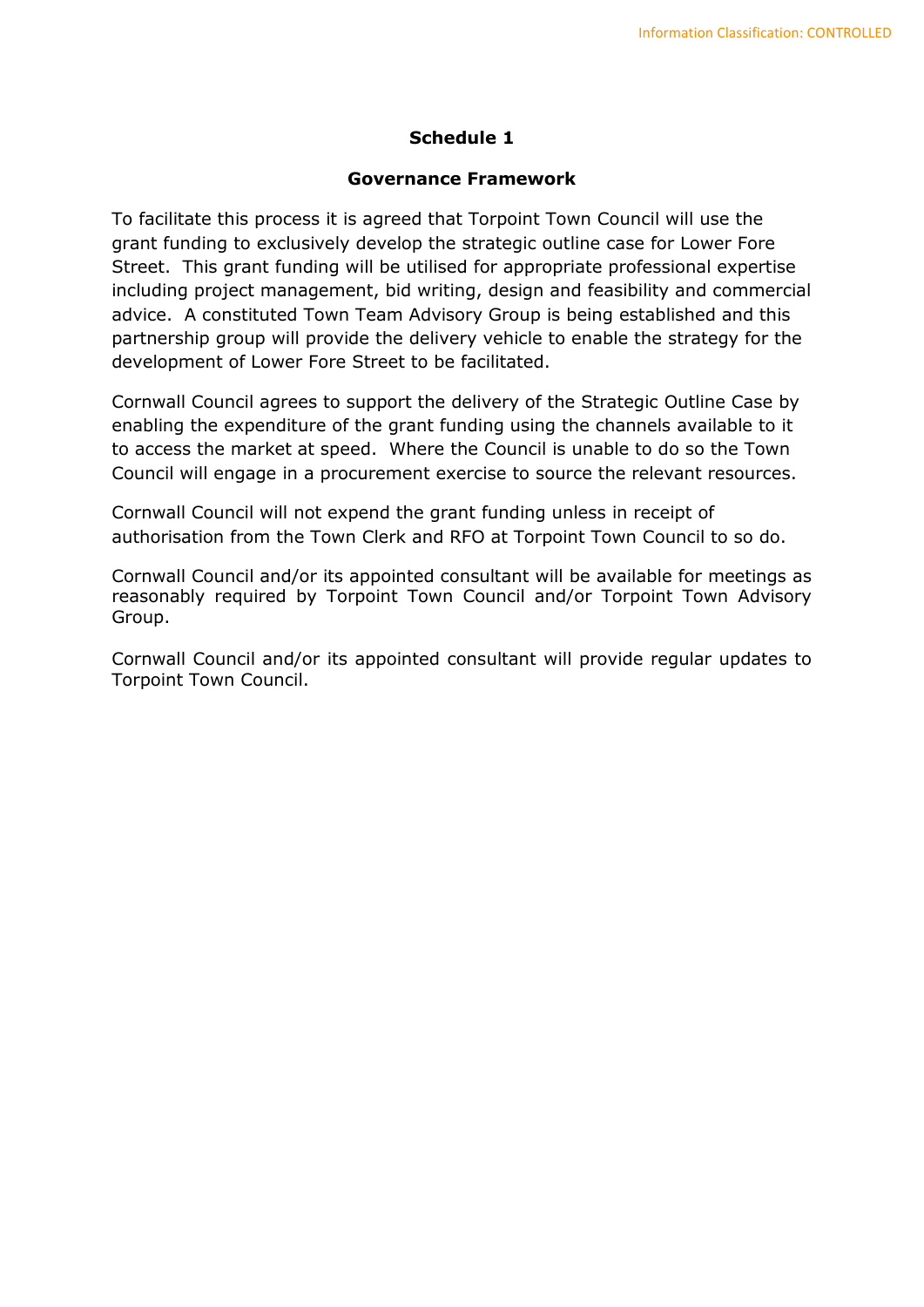# Schedule 1

## Governance Framework

To facilitate this process it is agreed that Torpoint Town Council will use the grant funding to exclusively develop the strategic outline case for Lower Fore Street. This grant funding will be utilised for appropriate professional expertise including project management, bid writing, design and feasibility and commercial advice. A constituted Town Team Advisory Group is being established and this partnership group will provide the delivery vehicle to enable the strategy for the development of Lower Fore Street to be facilitated.

Cornwall Council agrees to support the delivery of the Strategic Outline Case by enabling the expenditure of the grant funding using the channels available to it to access the market at speed. Where the Council is unable to do so the Town Council will engage in a procurement exercise to source the relevant resources.

Cornwall Council will not expend the grant funding unless in receipt of authorisation from the Town Clerk and RFO at Torpoint Town Council to so do.

Cornwall Council and/or its appointed consultant will be available for meetings as reasonably required by Torpoint Town Council and/or Torpoint Town Advisory Group.

Cornwall Council and/or its appointed consultant will provide regular updates to Torpoint Town Council.